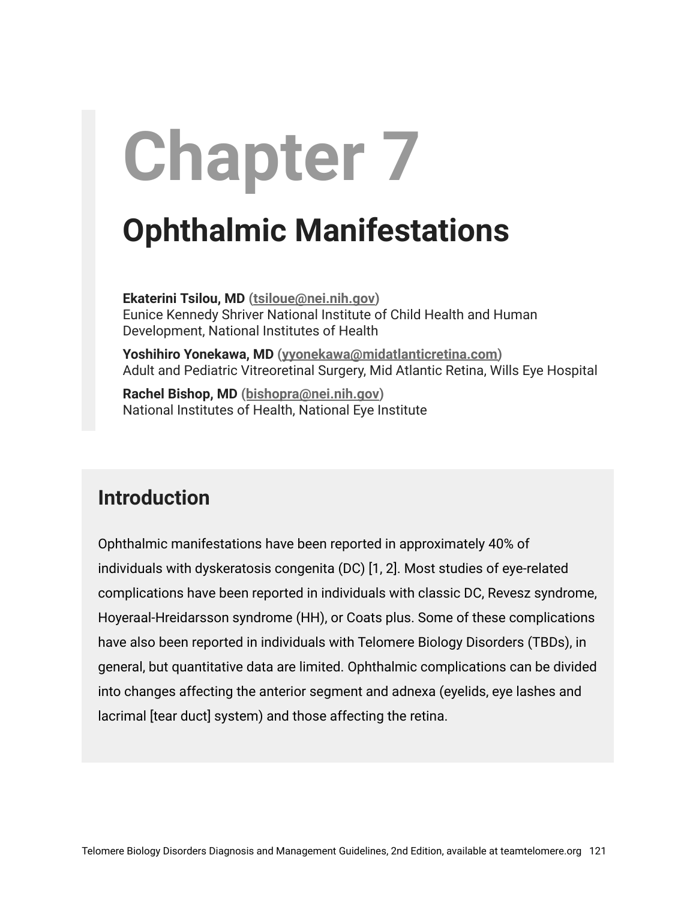# Chapter 7

## Ophthalmic Manifestations

**Ekaterini Tsilou, MD (tsiloue@nei.nih.gov)**
Eunice Kennedy Shriver National Institute of Child Health and Human Development, National Institutes of Health

**Yoshihiro Yonekawa, MD (yyonekawa@midatlanticretina.com)**
Adult and Pediatric Vitreoretinal Surgery, Mid Atlantic Retina, Wills Eye Hospital

**Rachel Bishop, MD (bishopra@nei.nih.gov)**
National Institutes of Health, National Eye Institute

## Introduction

Ophthalmic manifestations have been reported in approximately 40% of individuals with dyskeratosis congenita (DC) [1, 2]. Most studies of eye-related complications have been reported in individuals with classic DC, Revesz syndrome, Hoyeraal-Hreidarsson syndrome (HH), or Coats plus. Some of these complications have also been reported in individuals with Telomere Biology Disorders (TBDs), in general, but quantitative data are limited. Ophthalmic complications can be divided into changes affecting the anterior segment and adnexa (eyelids, eye lashes and lacrimal [tear duct] system) and those affecting the retina.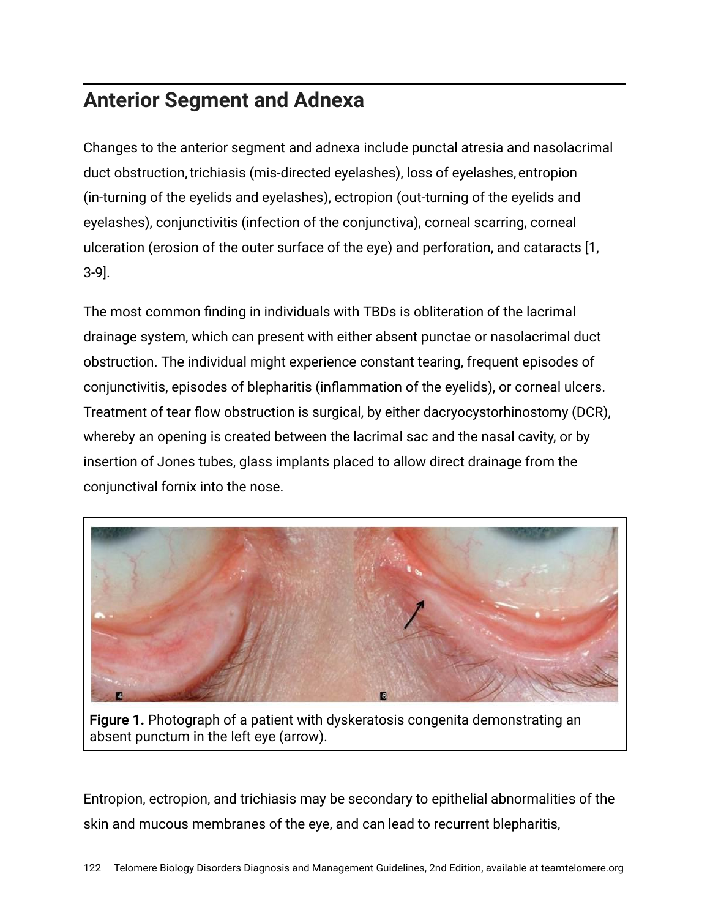## Anterior Segment and Adnexa

Changes to the anterior segment and adnexa include punctal atresia and nasolacrimal duct obstruction, trichiasis (mis-directed eyelashes), loss of eyelashes, entropion (in-turning of the eyelids and eyelashes), ectropion (out-turning of the eyelids and eyelashes), conjunctivitis (infection of the conjunctiva), corneal scarring, corneal ulceration (erosion of the outer surface of the eye) and perforation, and cataracts [1, 3-9].

The most common finding in individuals with TBDs is obliteration of the lacrimal drainage system, which can present with either absent punctae or nasolacrimal duct obstruction. The individual might experience constant tearing, frequent episodes of conjunctivitis, episodes of blepharitis (inflammation of the eyelids), or corneal ulcers. Treatment of tear flow obstruction is surgical, by either dacryocystorhinostomy (DCR), whereby an opening is created between the lacrimal sac and the nasal cavity, or by insertion of Jones tubes, glass implants placed to allow direct drainage from the conjunctival fornix into the nose.

**Figure 1.** Photograph of a patient with dyskeratosis congenita demonstrating an absent punctum in the left eye (arrow).

Entropion, ectropion, and trichiasis may be secondary to epithelial abnormalities of the skin and mucous membranes of the eye, and can lead to recurrent blepharitis,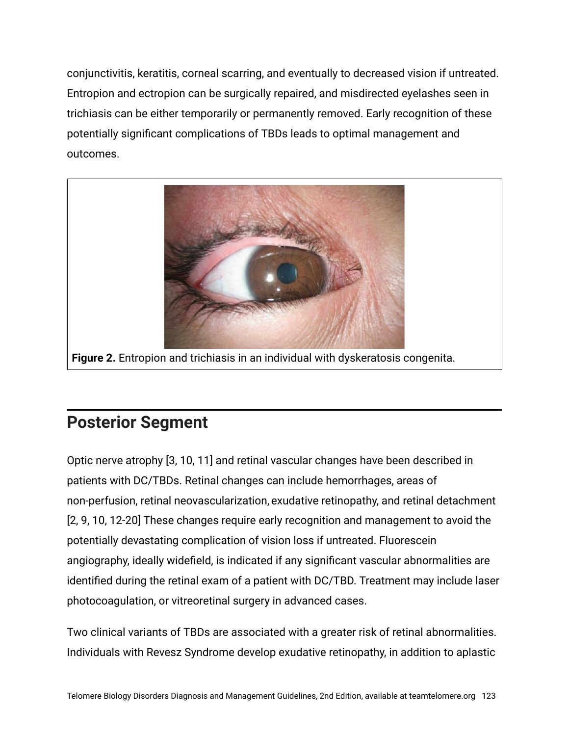conjunctivitis, keratitis, corneal scarring, and eventually to decreased vision if untreated. Entropion and ectropion can be surgically repaired, and misdirected eyelashes seen in trichiasis can be either temporarily or permanently removed. Early recognition of these potentially significant complications of TBDs leads to optimal management and outcomes.

**Figure 2.** Entropion and trichiasis in an individual with dyskeratosis congenita.

## Posterior Segment

Optic nerve atrophy [3, 10, 11] and retinal vascular changes have been described in patients with DC/TBDs. Retinal changes can include hemorrhages, areas of non-perfusion, retinal neovascularization, exudative retinopathy, and retinal detachment [2, 9, 10, 12-20] These changes require early recognition and management to avoid the potentially devastating complication of vision loss if untreated. Fluorescein angiography, ideally widefield, is indicated if any significant vascular abnormalities are identified during the retinal exam of a patient with DC/TBD. Treatment may include laser photocoagulation, or vitreoretinal surgery in advanced cases.

Two clinical variants of TBDs are associated with a greater risk of retinal abnormalities. Individuals with Revesz Syndrome develop exudative retinopathy, in addition to aplastic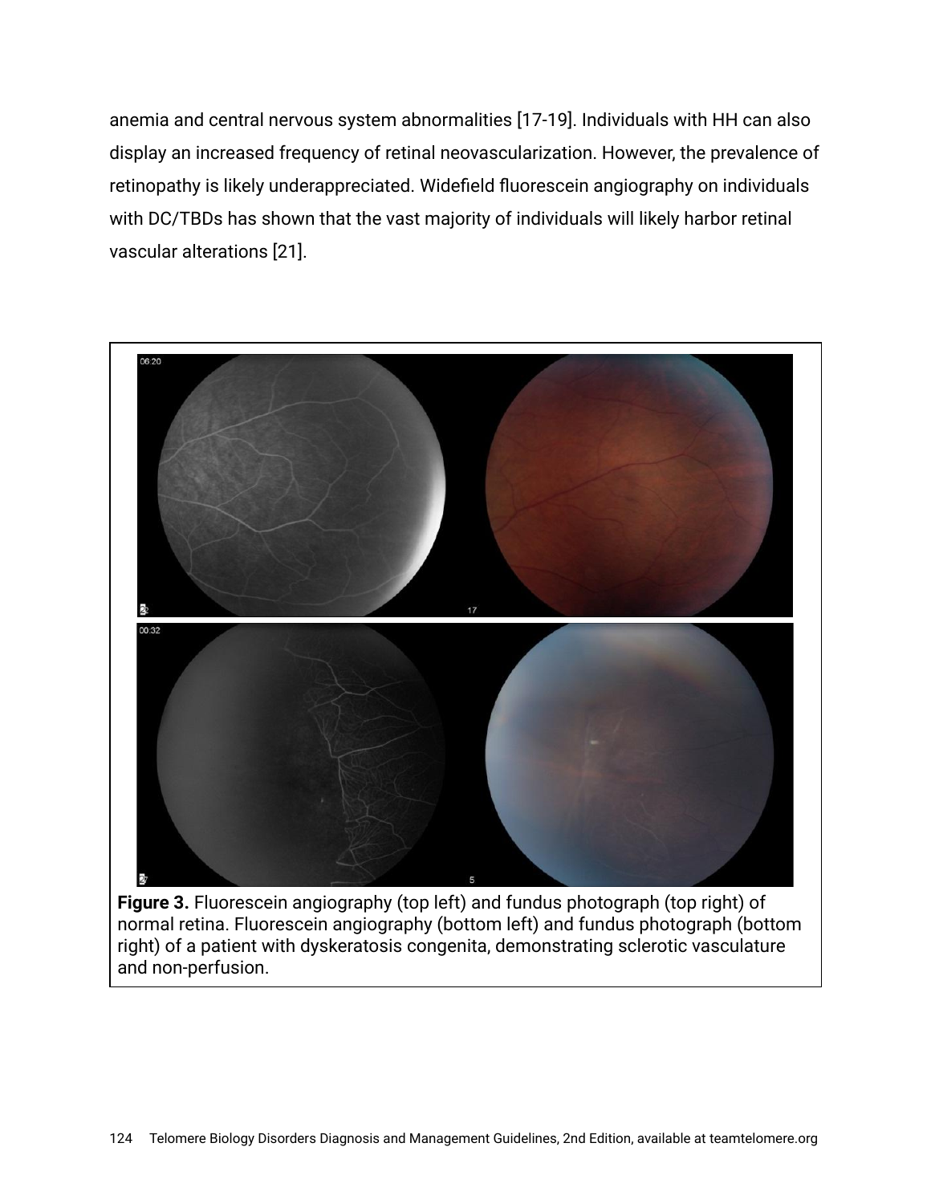anemia and central nervous system abnormalities [17-19]. Individuals with HH can also display an increased frequency of retinal neovascularization. However, the prevalence of retinopathy is likely underappreciated. Widefield fluorescein angiography on individuals with DC/TBDs has shown that the vast majority of individuals will likely harbor retinal vascular alterations [21].

**Figure 3.** Fluorescein angiography (top left) and fundus photograph (top right) of normal retina. Fluorescein angiography (bottom left) and fundus photograph (bottom right) of a patient with dyskeratosis congenita, demonstrating sclerotic vasculature and non-perfusion.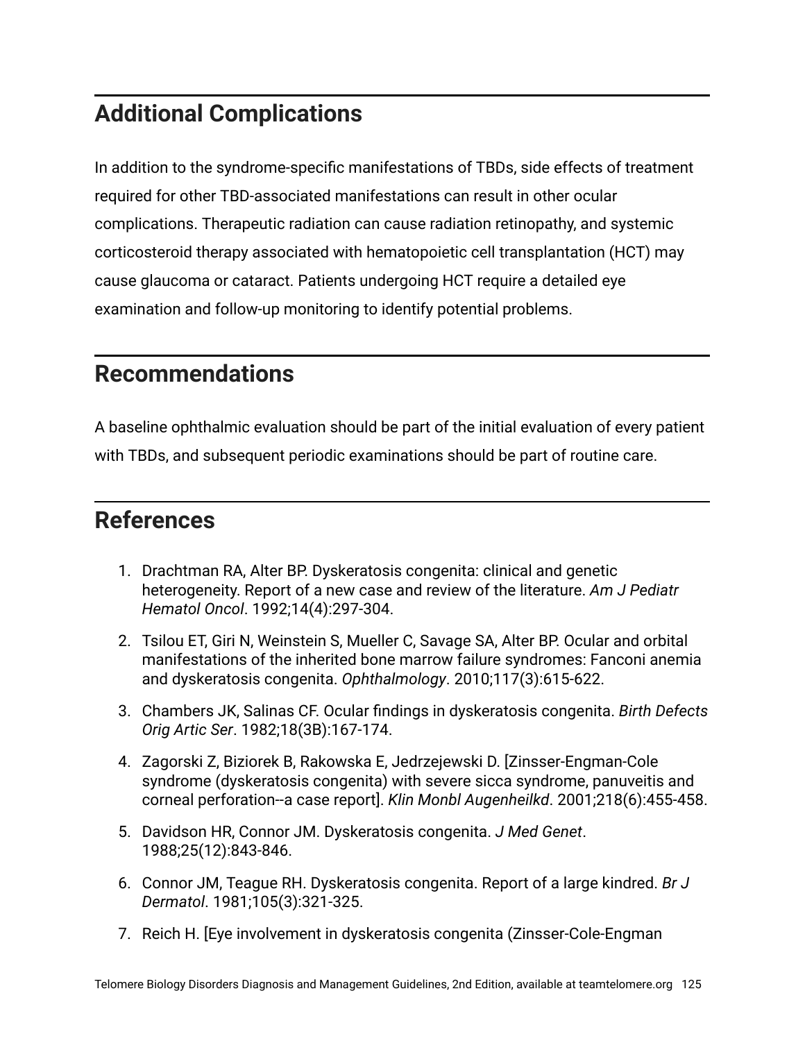## Additional Complications

In addition to the syndrome-specific manifestations of TBDs, side effects of treatment required for other TBD-associated manifestations can result in other ocular complications. Therapeutic radiation can cause radiation retinopathy, and systemic corticosteroid therapy associated with hematopoietic cell transplantation (HCT) may cause glaucoma or cataract. Patients undergoing HCT require a detailed eye examination and follow-up monitoring to identify potential problems.

## Recommendations

A baseline ophthalmic evaluation should be part of the initial evaluation of every patient with TBDs, and subsequent periodic examinations should be part of routine care.

## References

1. Drachtman RA, Alter BP. Dyskeratosis congenita: clinical and genetic heterogeneity. Report of a new case and review of the literature. *Am J Pediatr Hematol Oncol*. 1992;14(4):297-304.
2. Tsilou ET, Giri N, Weinstein S, Mueller C, Savage SA, Alter BP. Ocular and orbital manifestations of the inherited bone marrow failure syndromes: Fanconi anemia and dyskeratosis congenita. *Ophthalmology*. 2010;117(3):615-622.
3. Chambers JK, Salinas CF. Ocular findings in dyskeratosis congenita. *Birth Defects Orig Artic Ser*. 1982;18(3B):167-174.
4. Zagorski Z, Biziorek B, Rakowska E, Jedrzejewski D. [Zinsser-Engman-Cole syndrome (dyskeratosis congenita) with severe sicca syndrome, panuveitis and corneal perforation--a case report]. *Klin Monbl Augenheilkd*. 2001;218(6):455-458.
5. Davidson HR, Connor JM. Dyskeratosis congenita. *J Med Genet*. 1988;25(12):843-846.
6. Connor JM, Teague RH. Dyskeratosis congenita. Report of a large kindred. *Br J Dermatol*. 1981;105(3):321-325.
7. Reich H. [Eye involvement in dyskeratosis congenita (Zinsser-Cole-Engman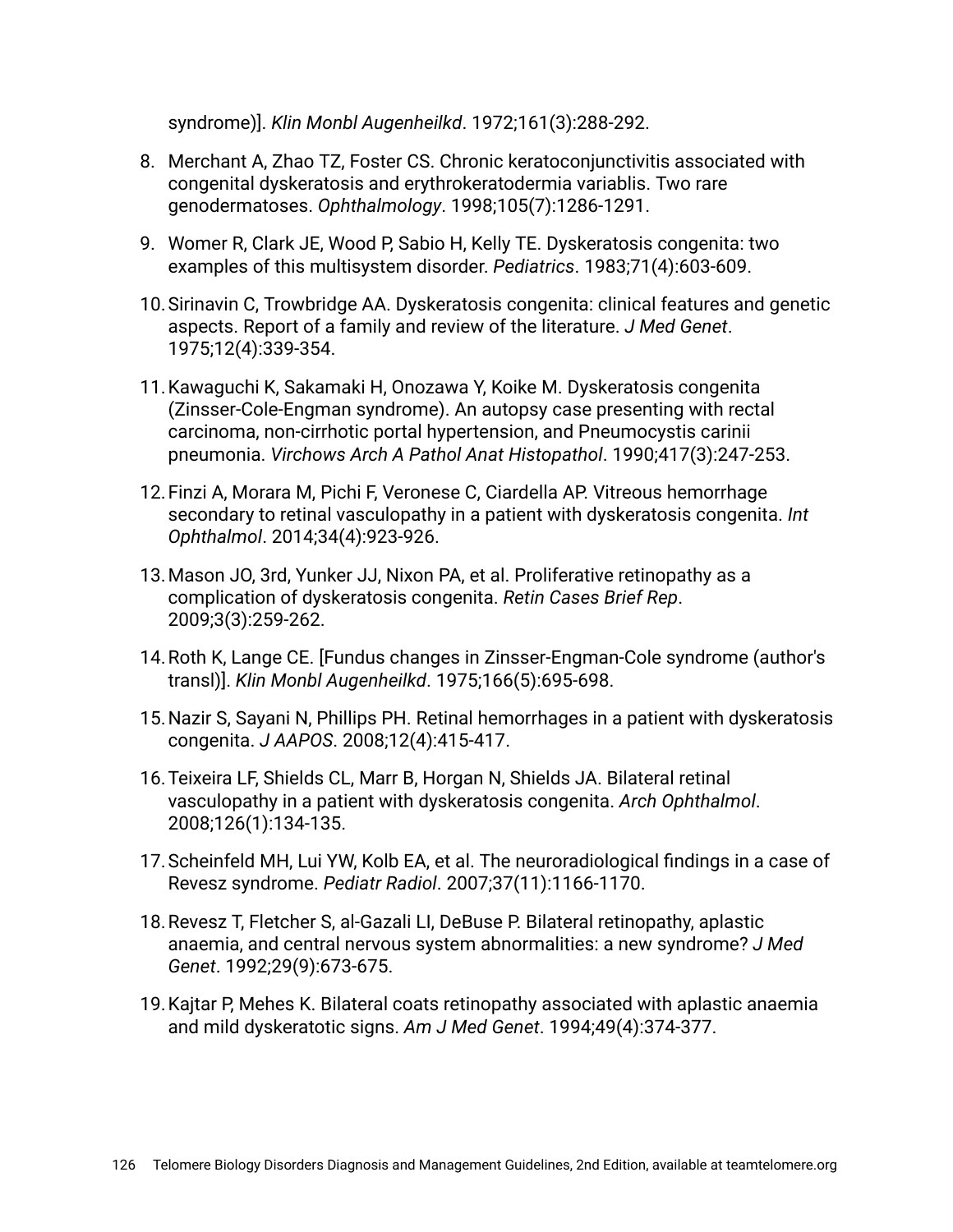syndrome)]. *Klin Monbl Augenheilkd*. 1972;161(3):288-292.

8. Merchant A, Zhao TZ, Foster CS. Chronic keratoconjunctivitis associated with congenital dyskeratosis and erythrokeratodermia variablis. Two rare genodermatoses. *Ophthalmology*. 1998;105(7):1286-1291.

9. Womer R, Clark JE, Wood P, Sabio H, Kelly TE. Dyskeratosis congenita: two examples of this multisystem disorder. *Pediatrics*. 1983;71(4):603-609.

10. Sirinavin C, Trowbridge AA. Dyskeratosis congenita: clinical features and genetic aspects. Report of a family and review of the literature. *J Med Genet*. 1975;12(4):339-354.

11. Kawaguchi K, Sakamaki H, Onozawa Y, Koike M. Dyskeratosis congenita (Zinsser-Cole-Engman syndrome). An autopsy case presenting with rectal carcinoma, non-cirrhotic portal hypertension, and Pneumocystis carinii pneumonia. *Virchows Arch A Pathol Anat Histopathol*. 1990;417(3):247-253.

12. Finzi A, Morara M, Pichi F, Veronese C, Ciardella AP. Vitreous hemorrhage secondary to retinal vasculopathy in a patient with dyskeratosis congenita. *Int Ophthalmol*. 2014;34(4):923-926.

13. Mason JO, 3rd, Yunker JJ, Nixon PA, et al. Proliferative retinopathy as a complication of dyskeratosis congenita. *Retin Cases Brief Rep*. 2009;3(3):259-262.

14. Roth K, Lange CE. [Fundus changes in Zinsser-Engman-Cole syndrome (author's transl)]. *Klin Monbl Augenheilkd*. 1975;166(5):695-698.

15. Nazir S, Sayani N, Phillips PH. Retinal hemorrhages in a patient with dyskeratosis congenita. *J AAPOS*. 2008;12(4):415-417.

16. Teixeira LF, Shields CL, Marr B, Horgan N, Shields JA. Bilateral retinal vasculopathy in a patient with dyskeratosis congenita. *Arch Ophthalmol*. 2008;126(1):134-135.

17. Scheinfeld MH, Lui YW, Kolb EA, et al. The neuroradiological findings in a case of Revesz syndrome. *Pediatr Radiol*. 2007;37(11):1166-1170.

18. Revesz T, Fletcher S, al-Gazali LI, DeBuse P. Bilateral retinopathy, aplastic anaemia, and central nervous system abnormalities: a new syndrome? *J Med Genet*. 1992;29(9):673-675.

19. Kajtar P, Mehes K. Bilateral coats retinopathy associated with aplastic anaemia and mild dyskeratotic signs. *Am J Med Genet*. 1994;49(4):374-377.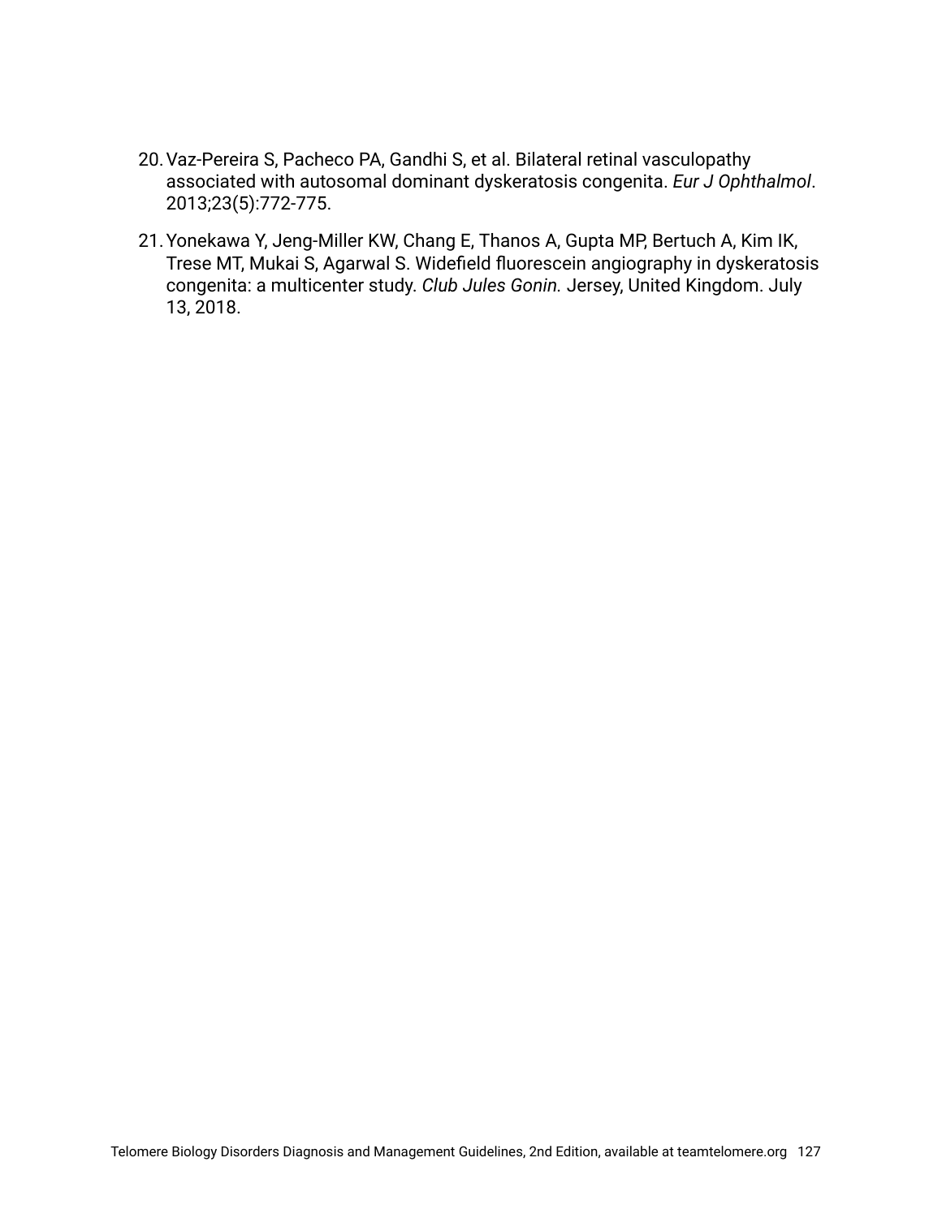20. Vaz-Pereira S, Pacheco PA, Gandhi S, et al. Bilateral retinal vasculopathy associated with autosomal dominant dyskeratosis congenita. *Eur J Ophthalmol*. 2013;23(5):772-775.

21. Yonekawa Y, Jeng-Miller KW, Chang E, Thanos A, Gupta MP, Bertuch A, Kim IK, Trese MT, Mukai S, Agarwal S. Widefield fluorescein angiography in dyskeratosis congenita: a multicenter study. *Club Jules Gonin.* Jersey, United Kingdom. July 13, 2018.